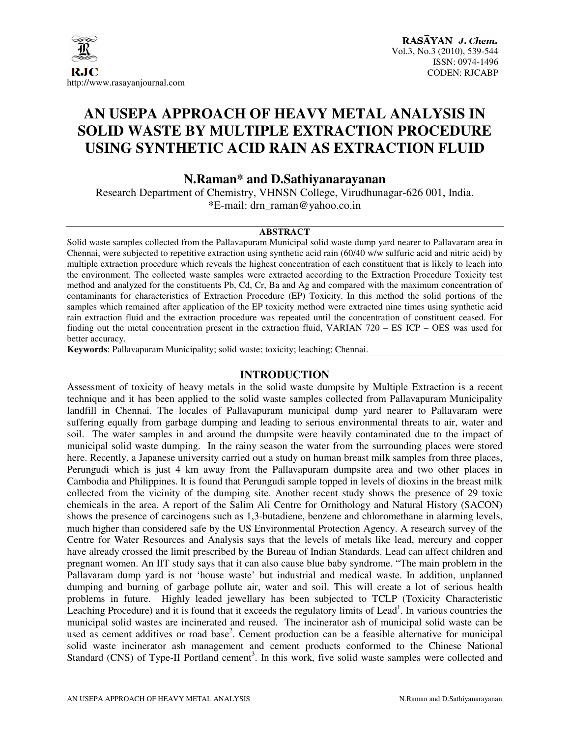# AN USEPA APPROACH OF HEAVY METAL ANALYSIS IN SOLID WASTE BY MULTIPLE EXTRACTION PROCEDURE USING SYNTHETIC ACID RAIN AS EXTRACTION FLUID

**N.Raman\* and D.Sathiyanarayanan**

Research Department of Chemistry, VHNSN College, Virudhunagar-626 001, India.
\*E-mail: drn_raman@yahoo.co.in

## ABSTRACT

Solid waste samples collected from the Pallavapuram Municipal solid waste dump yard nearer to Pallavaram area in Chennai, were subjected to repetitive extraction using synthetic acid rain (60/40 w/w sulfuric acid and nitric acid) by multiple extraction procedure which reveals the highest concentration of each constituent that is likely to leach into the environment. The collected waste samples were extracted according to the Extraction Procedure Toxicity test method and analyzed for the constituents Pb, Cd, Cr, Ba and Ag and compared with the maximum concentration of contaminants for characteristics of Extraction Procedure (EP) Toxicity. In this method the solid portions of the samples which remained after application of the EP toxicity method were extracted nine times using synthetic acid rain extraction fluid and the extraction procedure was repeated until the concentration of constituent ceased. For finding out the metal concentration present in the extraction fluid, VARIAN 720 – ES ICP – OES was used for better accuracy.

**Keywords**: Pallavapuram Municipality; solid waste; toxicity; leaching; Chennai.

## INTRODUCTION

Assessment of toxicity of heavy metals in the solid waste dumpsite by Multiple Extraction is a recent technique and it has been applied to the solid waste samples collected from Pallavapuram Municipality landfill in Chennai. The locales of Pallavapuram municipal dump yard nearer to Pallavaram were suffering equally from garbage dumping and leading to serious environmental threats to air, water and soil. The water samples in and around the dumpsite were heavily contaminated due to the impact of municipal solid waste dumping. In the rainy season the water from the surrounding places were stored here. Recently, a Japanese university carried out a study on human breast milk samples from three places, Perungudi which is just 4 km away from the Pallavapuram dumpsite area and two other places in Cambodia and Philippines. It is found that Perungudi sample topped in levels of dioxins in the breast milk collected from the vicinity of the dumping site. Another recent study shows the presence of 29 toxic chemicals in the area. A report of the Salim Ali Centre for Ornithology and Natural History (SACON) shows the presence of carcinogens such as 1,3-butadiene, benzene and chloromethane in alarming levels, much higher than considered safe by the US Environmental Protection Agency. A research survey of the Centre for Water Resources and Analysis says that the levels of metals like lead, mercury and copper have already crossed the limit prescribed by the Bureau of Indian Standards. Lead can affect children and pregnant women. An IIT study says that it can also cause blue baby syndrome. "The main problem in the Pallavaram dump yard is not 'house waste' but industrial and medical waste. In addition, unplanned dumping and burning of garbage pollute air, water and soil. This will create a lot of serious health problems in future. Highly leaded jewellary has been subjected to TCLP (Toxicity Characteristic Leaching Procedure) and it is found that it exceeds the regulatory limits of Lead[1]. In various countries the municipal solid wastes are incinerated and reused. The incinerator ash of municipal solid waste can be used as cement additives or road base[2]. Cement production can be a feasible alternative for municipal solid waste incinerator ash management and cement products conformed to the Chinese National Standard (CNS) of Type-II Portland cement[3]. In this work, five solid waste samples were collected and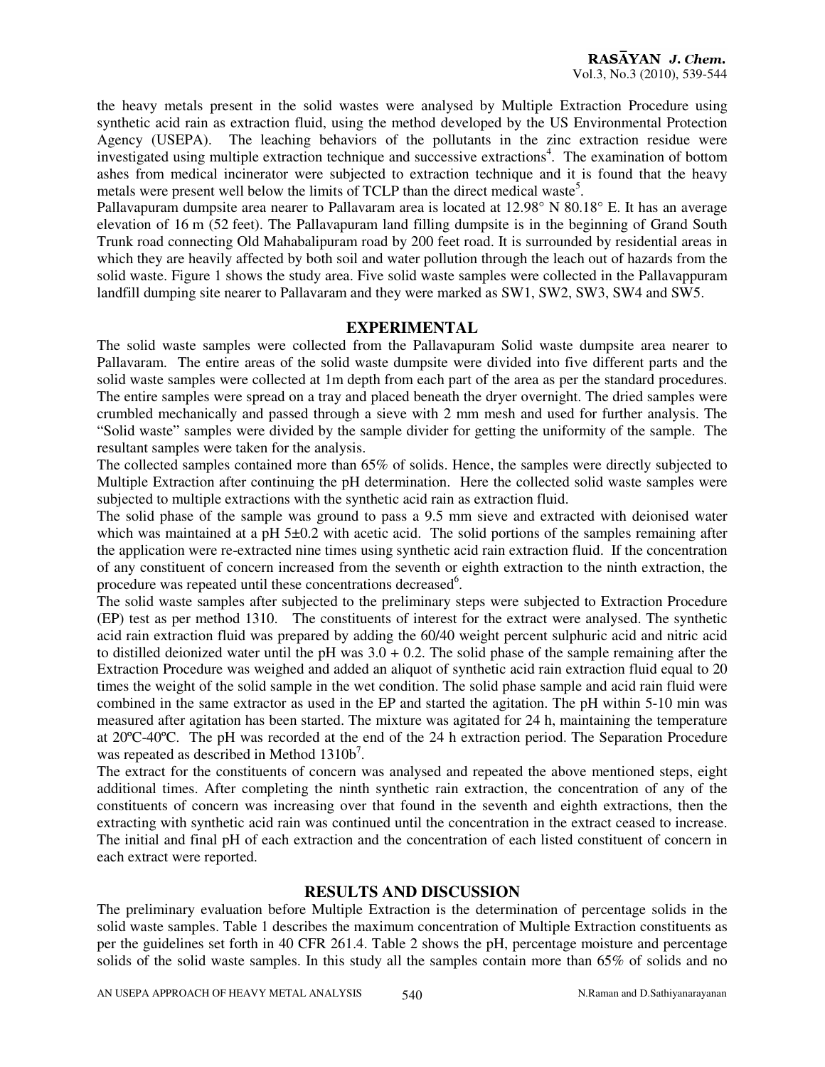the heavy metals present in the solid wastes were analysed by Multiple Extraction Procedure using synthetic acid rain as extraction fluid, using the method developed by the US Environmental Protection Agency (USEPA). The leaching behaviors of the pollutants in the zinc extraction residue were investigated using multiple extraction technique and successive extractions[4]. The examination of bottom ashes from medical incinerator were subjected to extraction technique and it is found that the heavy metals were present well below the limits of TCLP than the direct medical waste[5].

Pallavapuram dumpsite area nearer to Pallavaram area is located at 12.98° N 80.18° E. It has an average elevation of 16 m (52 feet). The Pallavapuram land filling dumpsite is in the beginning of Grand South Trunk road connecting Old Mahabalipuram road by 200 feet road. It is surrounded by residential areas in which they are heavily affected by both soil and water pollution through the leach out of hazards from the solid waste. Figure 1 shows the study area. Five solid waste samples were collected in the Pallavappuram landfill dumping site nearer to Pallavaram and they were marked as SW1, SW2, SW3, SW4 and SW5.

## EXPERIMENTAL

The solid waste samples were collected from the Pallavapuram Solid waste dumpsite area nearer to Pallavaram. The entire areas of the solid waste dumpsite were divided into five different parts and the solid waste samples were collected at 1m depth from each part of the area as per the standard procedures. The entire samples were spread on a tray and placed beneath the dryer overnight. The dried samples were crumbled mechanically and passed through a sieve with 2 mm mesh and used for further analysis. The "Solid waste" samples were divided by the sample divider for getting the uniformity of the sample. The resultant samples were taken for the analysis.

The collected samples contained more than 65% of solids. Hence, the samples were directly subjected to Multiple Extraction after continuing the pH determination. Here the collected solid waste samples were subjected to multiple extractions with the synthetic acid rain as extraction fluid.

The solid phase of the sample was ground to pass a 9.5 mm sieve and extracted with deionised water which was maintained at a pH 5±0.2 with acetic acid. The solid portions of the samples remaining after the application were re-extracted nine times using synthetic acid rain extraction fluid. If the concentration of any constituent of concern increased from the seventh or eighth extraction to the ninth extraction, the procedure was repeated until these concentrations decreased[6].

The solid waste samples after subjected to the preliminary steps were subjected to Extraction Procedure (EP) test as per method 1310. The constituents of interest for the extract were analysed. The synthetic acid rain extraction fluid was prepared by adding the 60/40 weight percent sulphuric acid and nitric acid to distilled deionized water until the pH was 3.0 + 0.2. The solid phase of the sample remaining after the Extraction Procedure was weighed and added an aliquot of synthetic acid rain extraction fluid equal to 20 times the weight of the solid sample in the wet condition. The solid phase sample and acid rain fluid were combined in the same extractor as used in the EP and started the agitation. The pH within 5-10 min was measured after agitation has been started. The mixture was agitated for 24 h, maintaining the temperature at 20ºC-40ºC. The pH was recorded at the end of the 24 h extraction period. The Separation Procedure was repeated as described in Method 1310b[7].

The extract for the constituents of concern was analysed and repeated the above mentioned steps, eight additional times. After completing the ninth synthetic rain extraction, the concentration of any of the constituents of concern was increasing over that found in the seventh and eighth extractions, then the extracting with synthetic acid rain was continued until the concentration in the extract ceased to increase. The initial and final pH of each extraction and the concentration of each listed constituent of concern in each extract were reported.

## RESULTS AND DISCUSSION

The preliminary evaluation before Multiple Extraction is the determination of percentage solids in the solid waste samples. Table 1 describes the maximum concentration of Multiple Extraction constituents as per the guidelines set forth in 40 CFR 261.4. Table 2 shows the pH, percentage moisture and percentage solids of the solid waste samples. In this study all the samples contain more than 65% of solids and no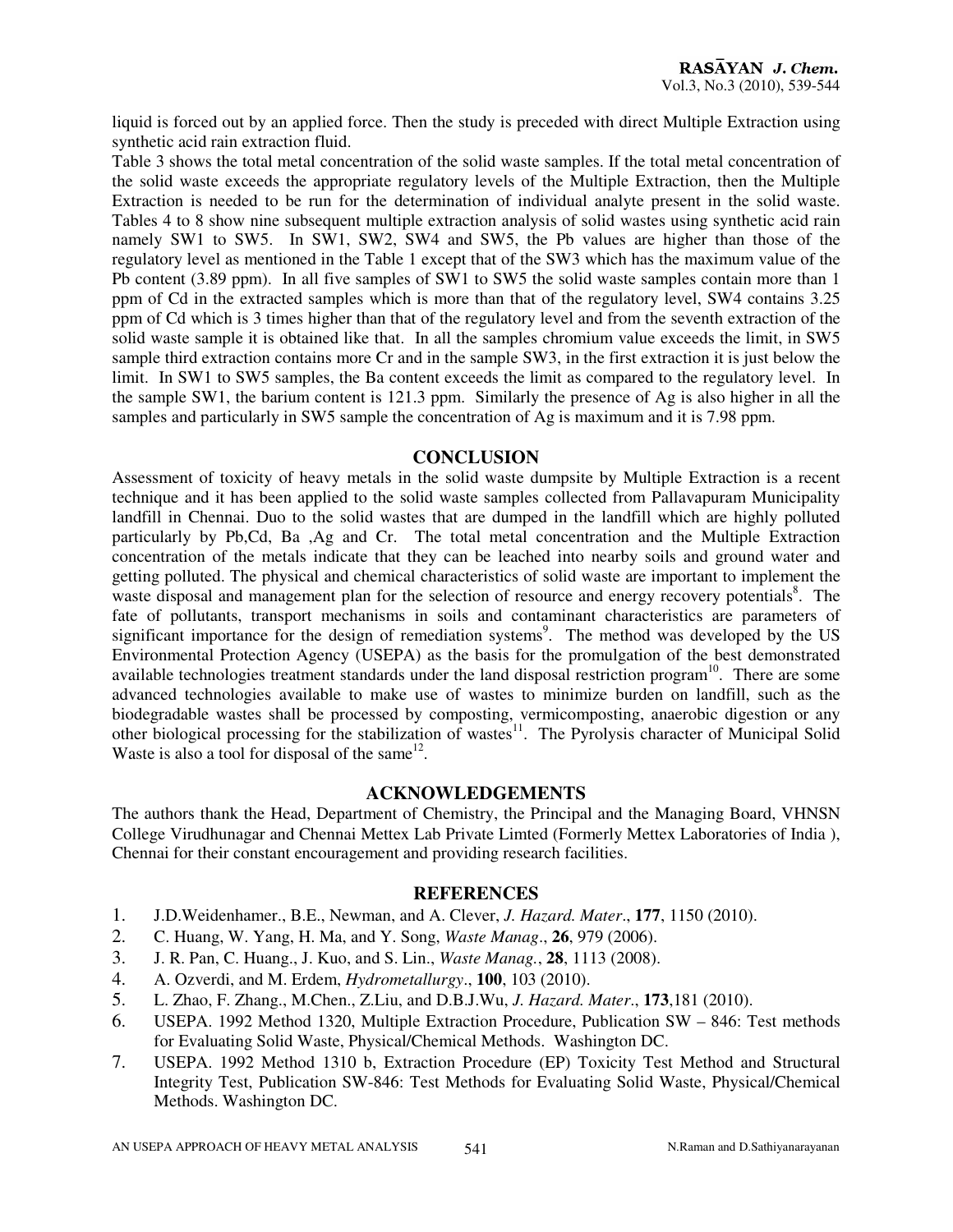liquid is forced out by an applied force. Then the study is preceded with direct Multiple Extraction using synthetic acid rain extraction fluid.

Table 3 shows the total metal concentration of the solid waste samples. If the total metal concentration of the solid waste exceeds the appropriate regulatory levels of the Multiple Extraction, then the Multiple Extraction is needed to be run for the determination of individual analyte present in the solid waste. Tables 4 to 8 show nine subsequent multiple extraction analysis of solid wastes using synthetic acid rain namely SW1 to SW5. In SW1, SW2, SW4 and SW5, the Pb values are higher than those of the regulatory level as mentioned in the Table 1 except that of the SW3 which has the maximum value of the Pb content (3.89 ppm). In all five samples of SW1 to SW5 the solid waste samples contain more than 1 ppm of Cd in the extracted samples which is more than that of the regulatory level, SW4 contains 3.25 ppm of Cd which is 3 times higher than that of the regulatory level and from the seventh extraction of the solid waste sample it is obtained like that. In all the samples chromium value exceeds the limit, in SW5 sample third extraction contains more Cr and in the sample SW3, in the first extraction it is just below the limit. In SW1 to SW5 samples, the Ba content exceeds the limit as compared to the regulatory level. In the sample SW1, the barium content is 121.3 ppm. Similarly the presence of Ag is also higher in all the samples and particularly in SW5 sample the concentration of Ag is maximum and it is 7.98 ppm.

## CONCLUSION

Assessment of toxicity of heavy metals in the solid waste dumpsite by Multiple Extraction is a recent technique and it has been applied to the solid waste samples collected from Pallavapuram Municipality landfill in Chennai. Duo to the solid wastes that are dumped in the landfill which are highly polluted particularly by Pb,Cd, Ba ,Ag and Cr. The total metal concentration and the Multiple Extraction concentration of the metals indicate that they can be leached into nearby soils and ground water and getting polluted. The physical and chemical characteristics of solid waste are important to implement the waste disposal and management plan for the selection of resource and energy recovery potentials[8]. The fate of pollutants, transport mechanisms in soils and contaminant characteristics are parameters of significant importance for the design of remediation systems[9]. The method was developed by the US Environmental Protection Agency (USEPA) as the basis for the promulgation of the best demonstrated available technologies treatment standards under the land disposal restriction program[10]. There are some advanced technologies available to make use of wastes to minimize burden on landfill, such as the biodegradable wastes shall be processed by composting, vermicomposting, anaerobic digestion or any other biological processing for the stabilization of wastes[11]. The Pyrolysis character of Municipal Solid Waste is also a tool for disposal of the same[12].

## ACKNOWLEDGEMENTS

The authors thank the Head, Department of Chemistry, the Principal and the Managing Board, VHNSN College Virudhunagar and Chennai Mettex Lab Private Limted (Formerly Mettex Laboratories of India ), Chennai for their constant encouragement and providing research facilities.

## REFERENCES

1. J.D.Weidenhamer., B.E., Newman, and A. Clever, *J. Hazard. Mater*., **177**, 1150 (2010).
2. C. Huang, W. Yang, H. Ma, and Y. Song, *Waste Manag*., **26**, 979 (2006).
3. J. R. Pan, C. Huang., J. Kuo, and S. Lin., *Waste Manag.*, **28**, 1113 (2008).
4. A. Ozverdi, and M. Erdem, *Hydrometallurgy*., **100**, 103 (2010).
5. L. Zhao, F. Zhang., M.Chen., Z.Liu, and D.B.J.Wu, *J. Hazard. Mater*., **173**,181 (2010).
6. USEPA. 1992 Method 1320, Multiple Extraction Procedure, Publication SW – 846: Test methods for Evaluating Solid Waste, Physical/Chemical Methods. Washington DC.
7. USEPA. 1992 Method 1310 b, Extraction Procedure (EP) Toxicity Test Method and Structural Integrity Test, Publication SW-846: Test Methods for Evaluating Solid Waste, Physical/Chemical Methods. Washington DC.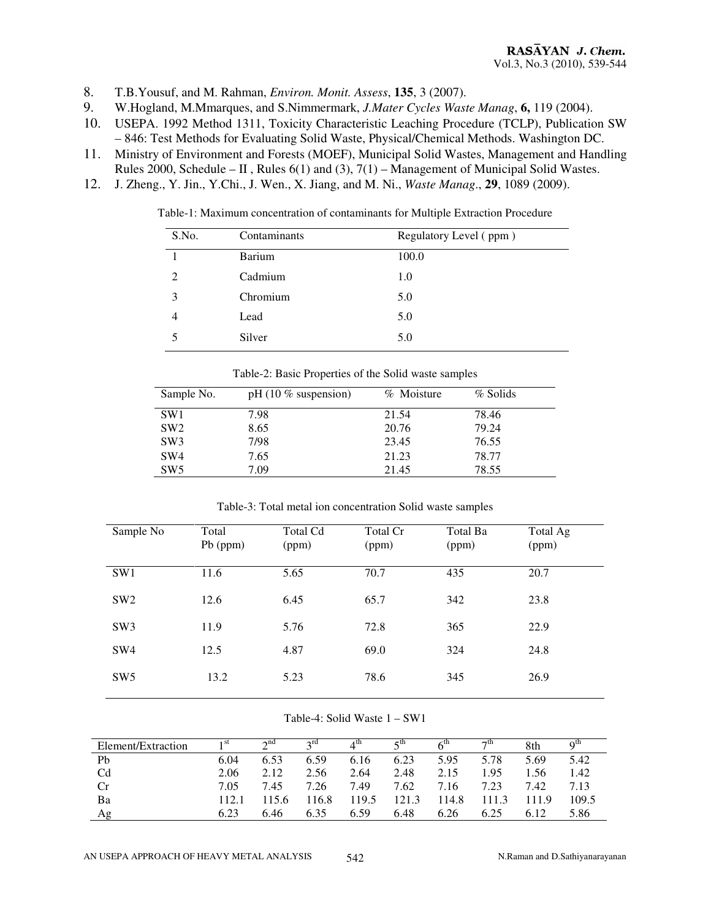8. T.B.Yousuf, and M. Rahman, *Environ. Monit. Assess*, **135**, 3 (2007).
9. W.Hogland, M.Mmarques, and S.Nimmermark, *J.Mater Cycles Waste Manag*, **6,** 119 (2004).
10. USEPA. 1992 Method 1311, Toxicity Characteristic Leaching Procedure (TCLP), Publication SW – 846: Test Methods for Evaluating Solid Waste, Physical/Chemical Methods. Washington DC.
11. Ministry of Environment and Forests (MOEF), Municipal Solid Wastes, Management and Handling Rules 2000, Schedule – II , Rules 6(1) and (3), 7(1) – Management of Municipal Solid Wastes.
12. J. Zheng., Y. Jin., Y.Chi., J. Wen., X. Jiang, and M. Ni., *Waste Manag*., **29**, 1089 (2009).

Table-1: Maximum concentration of contaminants for Multiple Extraction Procedure

| S.No. | Contaminants | Regulatory Level ( ppm ) |
|---|---|---|
| 1 | Barium | 100.0 |
| 2 | Cadmium | 1.0 |
| 3 | Chromium | 5.0 |
| 4 | Lead | 5.0 |
| 5 | Silver | 5.0 |

Table-2: Basic Properties of the Solid waste samples

| Sample No. | pH (10 % suspension) | % Moisture | % Solids |
|---|---|---|---|
| SW1 | 7.98 | 21.54 | 78.46 |
| SW2 | 8.65 | 20.76 | 79.24 |
| SW3 | 7/98 | 23.45 | 76.55 |
| SW4 | 7.65 | 21.23 | 78.77 |
| SW5 | 7.09 | 21.45 | 78.55 |

Table-3: Total metal ion concentration Solid waste samples

| Sample No | Total Pb (ppm) | Total Cd (ppm) | Total Cr (ppm) | Total Ba (ppm) | Total Ag (ppm) |
|---|---|---|---|---|---|
| SW1 | 11.6 | 5.65 | 70.7 | 435 | 20.7 |
| SW2 | 12.6 | 6.45 | 65.7 | 342 | 23.8 |
| SW3 | 11.9 | 5.76 | 72.8 | 365 | 22.9 |
| SW4 | 12.5 | 4.87 | 69.0 | 324 | 24.8 |
| SW5 | 13.2 | 5.23 | 78.6 | 345 | 26.9 |

Table-4: Solid Waste 1 – SW1

| Element/Extraction | 1st | 2nd | 3rd | 4th | 5th | 6th | 7th | 8th | 9th |
|---|---|---|---|---|---|---|---|---|---|
| Pb | 6.04 | 6.53 | 6.59 | 6.16 | 6.23 | 5.95 | 5.78 | 5.69 | 5.42 |
| Cd | 2.06 | 2.12 | 2.56 | 2.64 | 2.48 | 2.15 | 1.95 | 1.56 | 1.42 |
| Cr | 7.05 | 7.45 | 7.26 | 7.49 | 7.62 | 7.16 | 7.23 | 7.42 | 7.13 |
| Ba | 112.1 | 115.6 | 116.8 | 119.5 | 121.3 | 114.8 | 111.3 | 111.9 | 109.5 |
| Ag | 6.23 | 6.46 | 6.35 | 6.59 | 6.48 | 6.26 | 6.25 | 6.12 | 5.86 |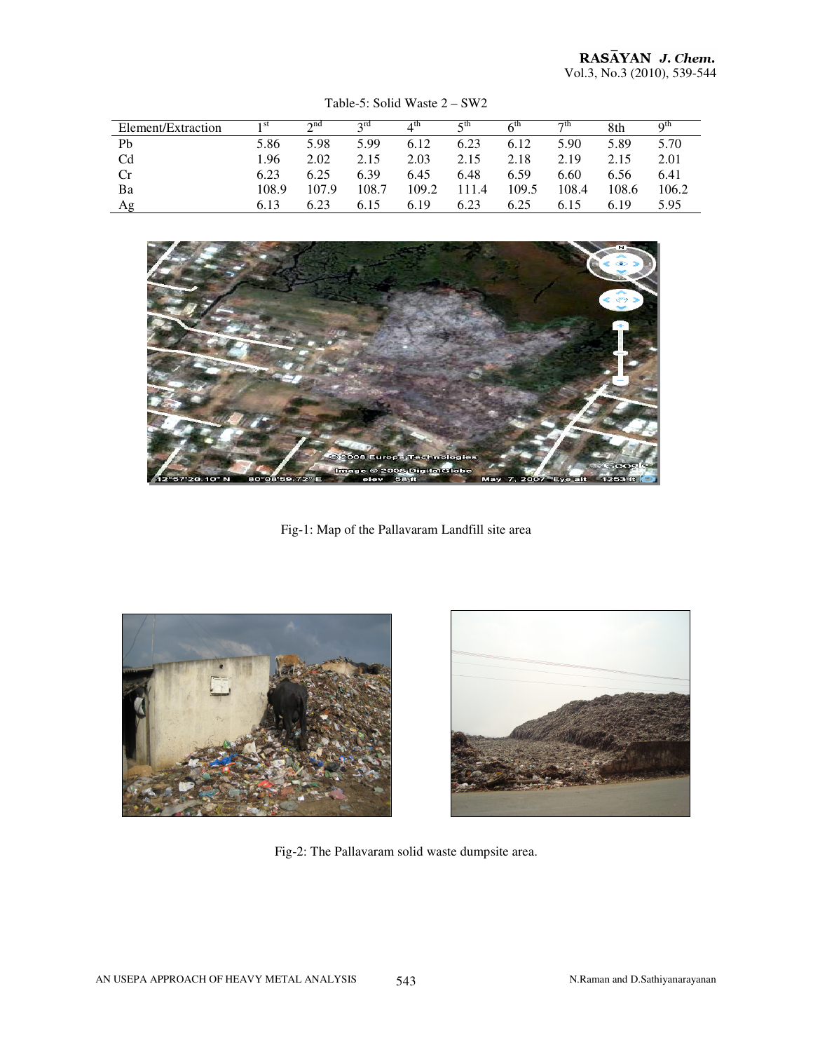Table-5: Solid Waste 2 – SW2

| Element/Extraction | 1st | 2nd | 3rd | 4th | 5th | 6th | 7th | 8th | 9th |
|---|---|---|---|---|---|---|---|---|---|
| Pb | 5.86 | 5.98 | 5.99 | 6.12 | 6.23 | 6.12 | 5.90 | 5.89 | 5.70 |
| Cd | 1.96 | 2.02 | 2.15 | 2.03 | 2.15 | 2.18 | 2.19 | 2.15 | 2.01 |
| Cr | 6.23 | 6.25 | 6.39 | 6.45 | 6.48 | 6.59 | 6.60 | 6.56 | 6.41 |
| Ba | 108.9 | 107.9 | 108.7 | 109.2 | 111.4 | 109.5 | 108.4 | 108.6 | 106.2 |
| Ag | 6.13 | 6.23 | 6.15 | 6.19 | 6.23 | 6.25 | 6.15 | 6.19 | 5.95 |

Fig-1: Map of the Pallavaram Landfill site area

Fig-2: The Pallavaram solid waste dumpsite area.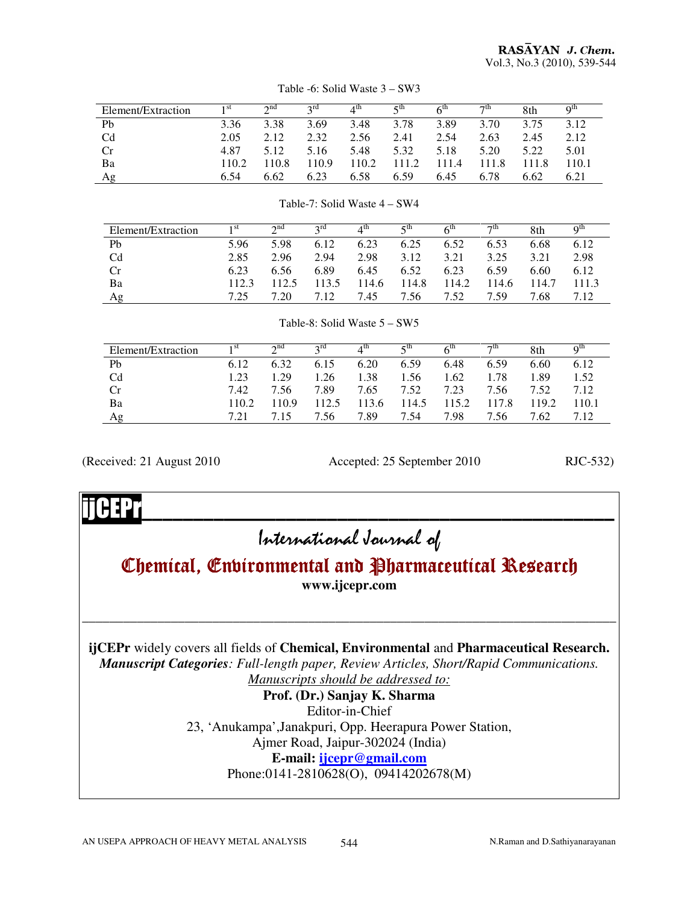Table -6: Solid Waste 3 – SW3

| Element/Extraction | 1st | 2nd | 3rd | 4th | 5th | 6th | 7th | 8th | 9th |
|---|---|---|---|---|---|---|---|---|---|
| Pb | 3.36 | 3.38 | 3.69 | 3.48 | 3.78 | 3.89 | 3.70 | 3.75 | 3.12 |
| Cd | 2.05 | 2.12 | 2.32 | 2.56 | 2.41 | 2.54 | 2.63 | 2.45 | 2.12 |
| Cr | 4.87 | 5.12 | 5.16 | 5.48 | 5.32 | 5.18 | 5.20 | 5.22 | 5.01 |
| Ba | 110.2 | 110.8 | 110.9 | 110.2 | 111.2 | 111.4 | 111.8 | 111.8 | 110.1 |
| Ag | 6.54 | 6.62 | 6.23 | 6.58 | 6.59 | 6.45 | 6.78 | 6.62 | 6.21 |

Table-7: Solid Waste 4 – SW4

| Element/Extraction | 1st | 2nd | 3rd | 4th | 5th | 6th | 7th | 8th | 9th |
|---|---|---|---|---|---|---|---|---|---|
| Pb | 5.96 | 5.98 | 6.12 | 6.23 | 6.25 | 6.52 | 6.53 | 6.68 | 6.12 |
| Cd | 2.85 | 2.96 | 2.94 | 2.98 | 3.12 | 3.21 | 3.25 | 3.21 | 2.98 |
| Cr | 6.23 | 6.56 | 6.89 | 6.45 | 6.52 | 6.23 | 6.59 | 6.60 | 6.12 |
| Ba | 112.3 | 112.5 | 113.5 | 114.6 | 114.8 | 114.2 | 114.6 | 114.7 | 111.3 |
| Ag | 7.25 | 7.20 | 7.12 | 7.45 | 7.56 | 7.52 | 7.59 | 7.68 | 7.12 |

Table-8: Solid Waste 5 – SW5

| Element/Extraction | 1st | 2nd | 3rd | 4th | 5th | 6th | 7th | 8th | 9th |
|---|---|---|---|---|---|---|---|---|---|
| Pb | 6.12 | 6.32 | 6.15 | 6.20 | 6.59 | 6.48 | 6.59 | 6.60 | 6.12 |
| Cd | 1.23 | 1.29 | 1.26 | 1.38 | 1.56 | 1.62 | 1.78 | 1.89 | 1.52 |
| Cr | 7.42 | 7.56 | 7.89 | 7.65 | 7.52 | 7.23 | 7.56 | 7.52 | 7.12 |
| Ba | 110.2 | 110.9 | 112.5 | 113.6 | 114.5 | 115.2 | 117.8 | 119.2 | 110.1 |
| Ag | 7.21 | 7.15 | 7.56 | 7.89 | 7.54 | 7.98 | 7.56 | 7.62 | 7.12 |

(Received: 21 August 2010 Accepted: 25 September 2010 RJC-532)

**ijCEPr**

*International Journal of*

**Chemical, Environmental and Pharmaceutical Research**

**www.ijcepr.com**

**ijCEPr** widely covers all fields of **Chemical, Environmental** and **Pharmaceutical Research.**

***Manuscript Categories****: Full-length paper, Review Articles, Short/Rapid Communications.*

*Manuscripts should be addressed to:*

**Prof. (Dr.) Sanjay K. Sharma**

Editor-in-Chief

23, 'Anukampa',Janakpuri, Opp. Heerapura Power Station,

Ajmer Road, Jaipur-302024 (India)

**E-mail: ijcepr@gmail.com**

Phone:0141-2810628(O), 09414202678(M)